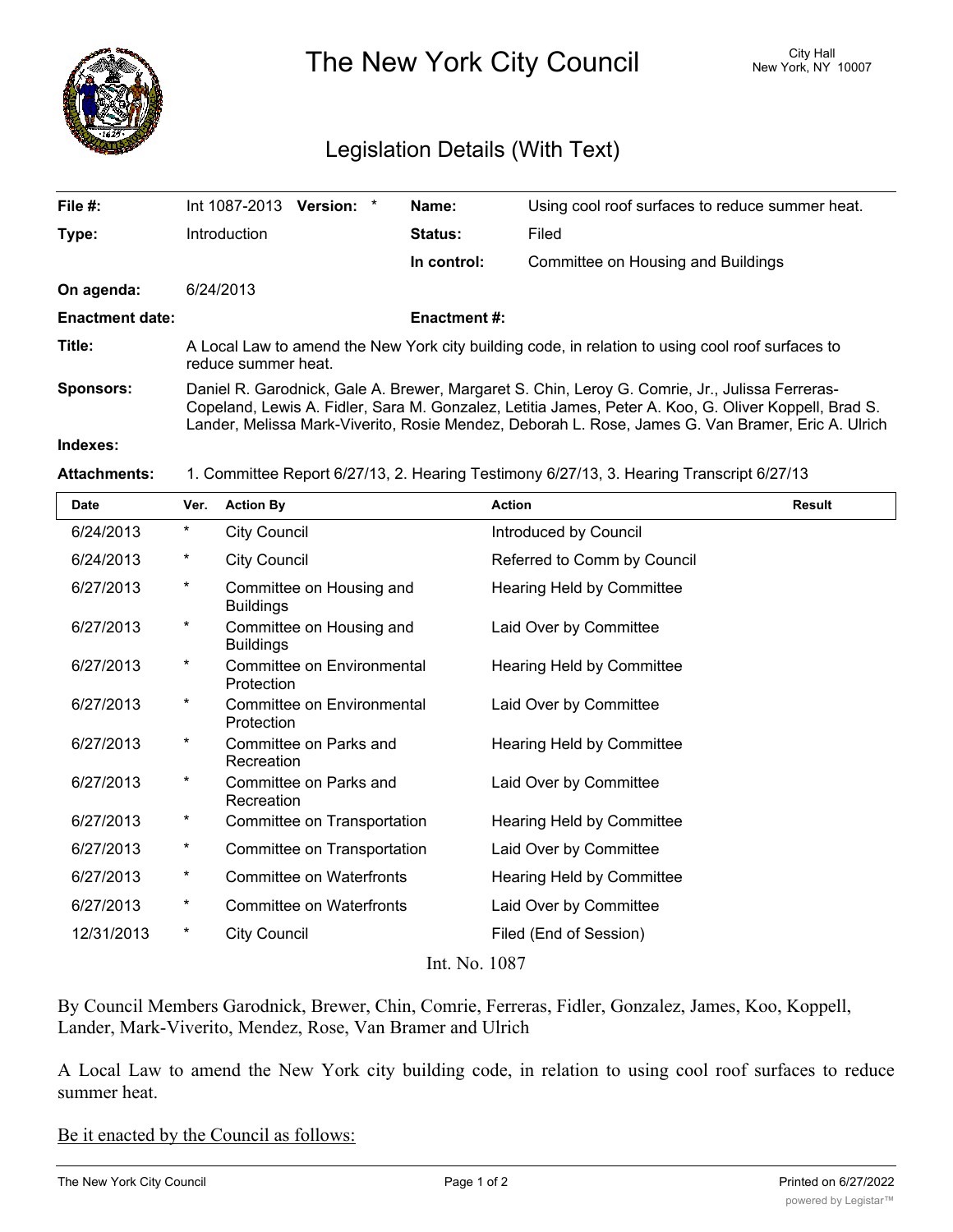# The New York City Council

City Hall
New York, NY 10007

## Legislation Details (With Text)

| | | | |
|---|---|---|---|
| **File #:** | Int 1087-2013 **Version:** * | **Name:** | Using cool roof surfaces to reduce summer heat. |
| **Type:** | Introduction | **Status:** | Filed |
| | | **In control:** | Committee on Housing and Buildings |
| **On agenda:** | 6/24/2013 | | |
| **Enactment date:** | | **Enactment #:** | |

**Title:** A Local Law to amend the New York city building code, in relation to using cool roof surfaces to reduce summer heat.

**Sponsors:** Daniel R. Garodnick, Gale A. Brewer, Margaret S. Chin, Leroy G. Comrie, Jr., Julissa Ferreras-Copeland, Lewis A. Fidler, Sara M. Gonzalez, Letitia James, Peter A. Koo, G. Oliver Koppell, Brad S. Lander, Melissa Mark-Viverito, Rosie Mendez, Deborah L. Rose, James G. Van Bramer, Eric A. Ulrich

**Indexes:**

**Attachments:** 1. Committee Report 6/27/13, 2. Hearing Testimony 6/27/13, 3. Hearing Transcript 6/27/13

| Date | Ver. | Action By | Action | Result |
|---|---|---|---|---|
| 6/24/2013 | * | City Council | Introduced by Council | |
| 6/24/2013 | * | City Council | Referred to Comm by Council | |
| 6/27/2013 | * | Committee on Housing and Buildings | Hearing Held by Committee | |
| 6/27/2013 | * | Committee on Housing and Buildings | Laid Over by Committee | |
| 6/27/2013 | * | Committee on Environmental Protection | Hearing Held by Committee | |
| 6/27/2013 | * | Committee on Environmental Protection | Laid Over by Committee | |
| 6/27/2013 | * | Committee on Parks and Recreation | Hearing Held by Committee | |
| 6/27/2013 | * | Committee on Parks and Recreation | Laid Over by Committee | |
| 6/27/2013 | * | Committee on Transportation | Hearing Held by Committee | |
| 6/27/2013 | * | Committee on Transportation | Laid Over by Committee | |
| 6/27/2013 | * | Committee on Waterfronts | Hearing Held by Committee | |
| 6/27/2013 | * | Committee on Waterfronts | Laid Over by Committee | |
| 12/31/2013 | * | City Council | Filed (End of Session) | |

Int. No. 1087

By Council Members Garodnick, Brewer, Chin, Comrie, Ferreras, Fidler, Gonzalez, James, Koo, Koppell, Lander, Mark-Viverito, Mendez, Rose, Van Bramer and Ulrich

A Local Law to amend the New York city building code, in relation to using cool roof surfaces to reduce summer heat.

<u>Be it enacted by the Council as follows:</u>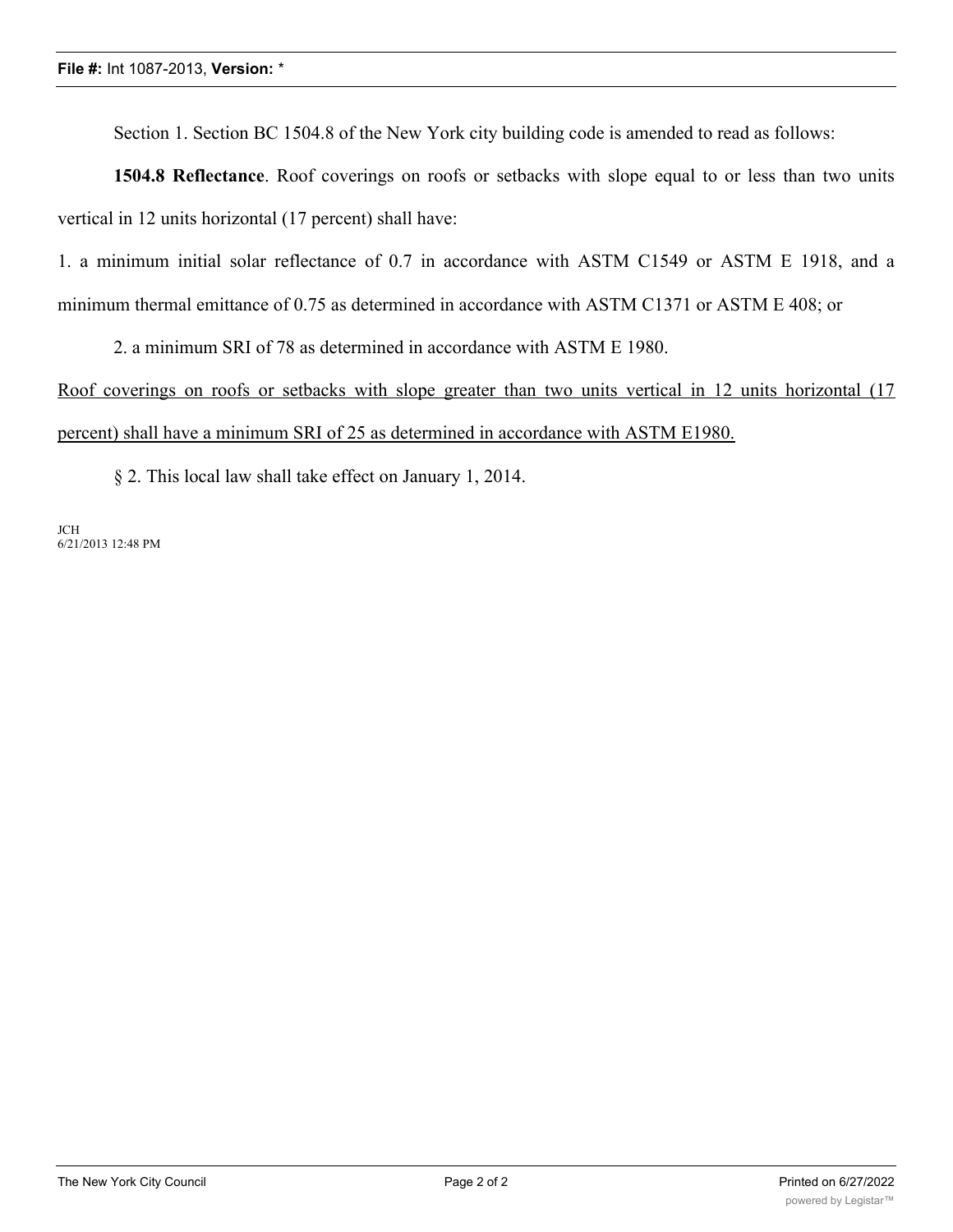Section 1. Section BC 1504.8 of the New York city building code is amended to read as follows:

**1504.8 Reflectance**. Roof coverings on roofs or setbacks with slope equal to or less than two units vertical in 12 units horizontal (17 percent) shall have:

1. a minimum initial solar reflectance of 0.7 in accordance with ASTM C1549 or ASTM E 1918, and a minimum thermal emittance of 0.75 as determined in accordance with ASTM C1371 or ASTM E 408; or

2. a minimum SRI of 78 as determined in accordance with ASTM E 1980.

<u>Roof coverings on roofs or setbacks with slope greater than two units vertical in 12 units horizontal (17 percent) shall have a minimum SRI of 25 as determined in accordance with ASTM E1980.</u>

§ 2. This local law shall take effect on January 1, 2014.

JCH
6/21/2013 12:48 PM